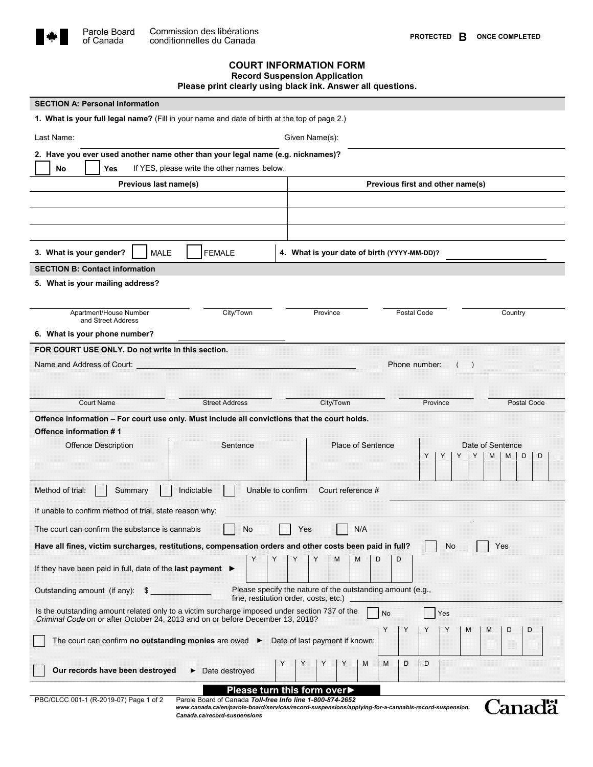Parole Board of Canada | Commission des libérations conditionnelles du Canada

**PROTECTED B ONCE COMPLETED**

# COURT INFORMATION FORM

## Record Suspension Application

**Please print clearly using black ink. Answer all questions.**

### SECTION A: Personal information

**1. What is your full legal name?** (Fill in your name and date of birth at the top of page 2.)

Last Name: ______________________ Given Name(s): ______________________

**2. Have you ever used another name other than your legal name (e.g. nicknames)?**

☐ **No** ☐ **Yes** If YES, please write the other names below.

| Previous last name(s) | Previous first and other name(s) |
|---|---|
| | |
| | |
| | |

**3. What is your gender?** ☐ MALE ☐ FEMALE

**4. What is your date of birth (YYYY-MM-DD)?** ______________________

### SECTION B: Contact information

**5. What is your mailing address?**

| Apartment/House Number and Street Address | City/Town | Province | Postal Code | Country |
|---|---|---|---|---|
| | | | | |

**6. What is your phone number?** ______________________

### FOR COURT USE ONLY. Do not write in this section.

Name and Address of Court: ______________________ Phone number: ( )

| Court Name | Street Address | City/Town | Province | Postal Code |
|---|---|---|---|---|
| | | | | |

**Offence information – For court use only. Must include all convictions that the court holds.**

**Offence information # 1**

| Offence Description | Sentence | Place of Sentence | Date of Sentence (YYYY-MM-DD) |
|---|---|---|---|
| | | | |

Method of trial: ☐ Summary ☐ Indictable ☐ Unable to confirm Court reference # ______________________

If unable to confirm method of trial, state reason why: ______________________

The court can confirm the substance is cannabis ☐ No ☐ Yes ☐ N/A

**Have all fines, victim surcharges, restitutions, compensation orders and other costs been paid in full?** ☐ No ☐ Yes

If they have been paid in full, date of the **last payment** ► Y Y Y Y M M D D

Outstanding amount (if any): $ __________ Please specify the nature of the outstanding amount (e.g., fine, restitution order, costs, etc.) ______________________

Is the outstanding amount related only to a victim surcharge imposed under section 737 of the *Criminal Code* on or after October 24, 2013 and on or before December 13, 2018? ☐ No ☐ Yes

☐ The court can confirm **no outstanding monies** are owed ► Date of last payment if known: Y Y Y Y M M D D

☐ **Our records have been destroyed** ► Date destroyed Y Y Y Y M M D D

**Please turn this form over►**

PBC/CLCC 001-1 (R-2019-07)

Parole Board of Canada ***Toll-free Info line 1-800-874-2652***
*www.canada.ca/en/parole-board/services/record-suspensions/applying-for-a-cannabis-record-suspension.*
*Canada.ca/record-suspensions*

Canada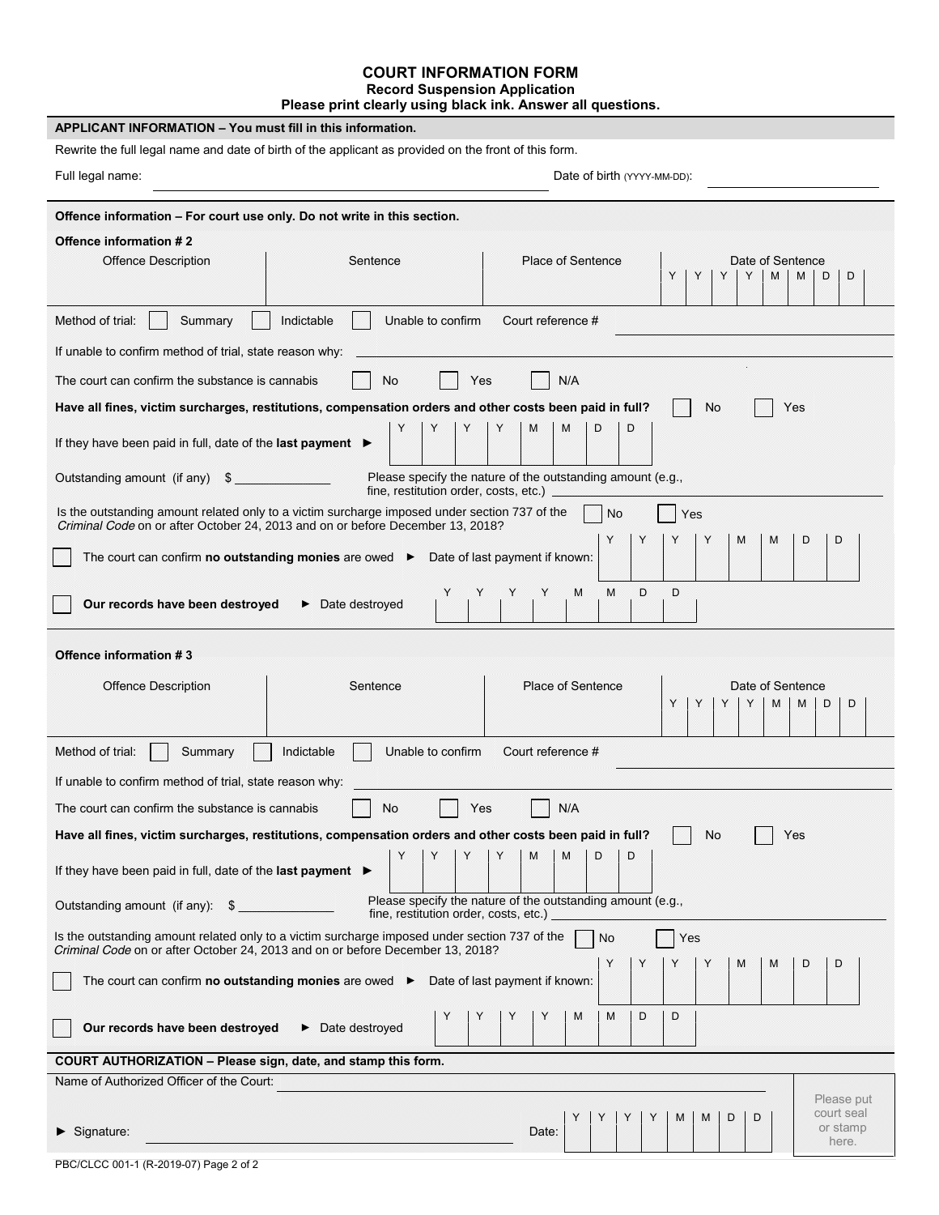# COURT INFORMATION FORM

**Record Suspension Application**

**Please print clearly using black ink. Answer all questions.**

## APPLICANT INFORMATION – You must fill in this information.

Rewrite the full legal name and date of birth of the applicant as provided on the front of this form.

Full legal name: ______________________ Date of birth (YYYY-MM-DD): ______________

## Offence information – For court use only. Do not write in this section.

### Offence information # 2

| Offence Description | Sentence | Place of Sentence | Date of Sentence (YYYYMMDD) |
|---|---|---|---|
| | | | |

Method of trial: ☐ Summary ☐ Indictable ☐ Unable to confirm Court reference # ______________

If unable to confirm method of trial, state reason why: ______________

The court can confirm the substance is cannabis ☐ No ☐ Yes ☐ N/A

**Have all fines, victim surcharges, restitutions, compensation orders and other costs been paid in full?** ☐ No ☐ Yes

If they have been paid in full, date of the **last payment** ► Y Y Y Y M M D D

Outstanding amount (if any) $ ______________ Please specify the nature of the outstanding amount (e.g., fine, restitution order, costs, etc.) ______________

Is the outstanding amount related only to a victim surcharge imposed under section 737 of the *Criminal Code* on or after October 24, 2013 and on or before December 13, 2018? ☐ No ☐ Yes

☐ The court can confirm **no outstanding monies** are owed ► Date of last payment if known: Y Y Y Y M M D D

☐ **Our records have been destroyed** ► Date destroyed Y Y Y Y M M D D

### Offence information # 3

| Offence Description | Sentence | Place of Sentence | Date of Sentence (YYYYMMDD) |
|---|---|---|---|
| | | | |

Method of trial: ☐ Summary ☐ Indictable ☐ Unable to confirm Court reference # ______________

If unable to confirm method of trial, state reason why: ______________

The court can confirm the substance is cannabis ☐ No ☐ Yes ☐ N/A

**Have all fines, victim surcharges, restitutions, compensation orders and other costs been paid in full?** ☐ No ☐ Yes

If they have been paid in full, date of the **last payment** ► Y Y Y Y M M D D

Outstanding amount (if any): $ ______________ Please specify the nature of the outstanding amount (e.g., fine, restitution order, costs, etc.) ______________

Is the outstanding amount related only to a victim surcharge imposed under section 737 of the *Criminal Code* on or after October 24, 2013 and on or before December 13, 2018? ☐ No ☐ Yes

☐ The court can confirm **no outstanding monies** are owed ► Date of last payment if known: Y Y Y Y M M D D

☐ **Our records have been destroyed** ► Date destroyed Y Y Y Y M M D D

## COURT AUTHORIZATION – Please sign, date, and stamp this form.

Name of Authorized Officer of the Court: ______________

► Signature: ______________ Date: Y Y Y Y M M D D

Please put court seal or stamp here.

PBC/CLCC 001-1 (R-2019-07)